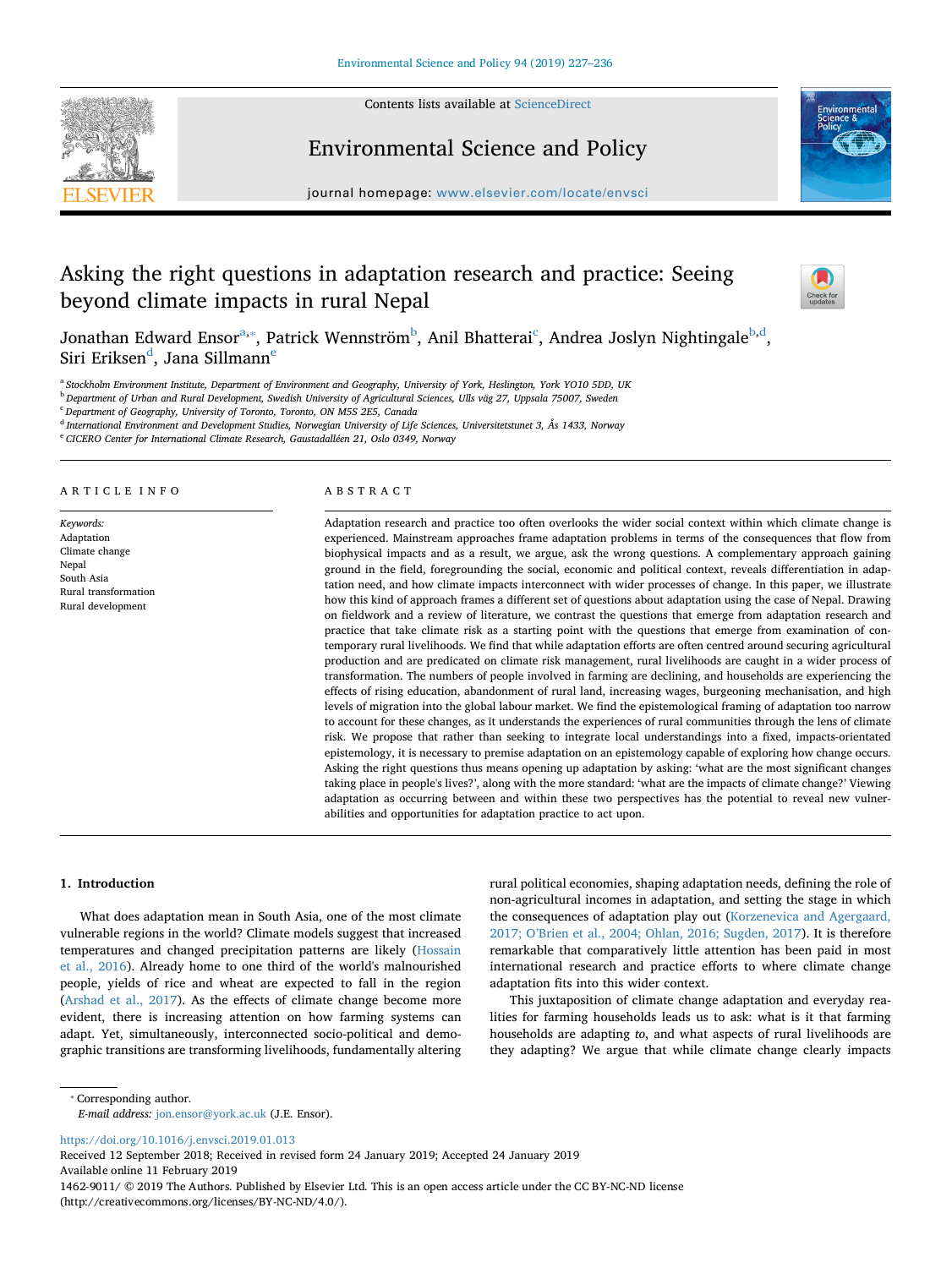# Asking the right questions in adaptation research and practice: Seeing beyond climate impacts in rural Nepal

Jonathan Edward Ensor[a,*], Patrick Wennström[b], Anil Bhatterai[c], Andrea Joslyn Nightingale[b,d], Siri Eriksen[d], Jana Sillmann[e]

[a] Stockholm Environment Institute, Department of Environment and Geography, University of York, Heslington, York YO10 5DD, UK
[b] Department of Urban and Rural Development, Swedish University of Agricultural Sciences, Ulls väg 27, Uppsala 75007, Sweden
[c] Department of Geography, University of Toronto, Toronto, ON M5S 2E5, Canada
[d] International Environment and Development Studies, Norwegian University of Life Sciences, Universitetstunet 3, Ås 1433, Norway
[e] CICERO Center for International Climate Research, Gaustadalléen 21, Oslo 0349, Norway

## ARTICLE INFO

*Keywords:*
Adaptation
Climate change
Nepal
South Asia
Rural transformation
Rural development

## ABSTRACT

Adaptation research and practice too often overlooks the wider social context within which climate change is experienced. Mainstream approaches frame adaptation problems in terms of the consequences that flow from biophysical impacts and as a result, we argue, ask the wrong questions. A complementary approach gaining ground in the field, foregrounding the social, economic and political context, reveals differentiation in adaptation need, and how climate impacts interconnect with wider processes of change. In this paper, we illustrate how this kind of approach frames a different set of questions about adaptation using the case of Nepal. Drawing on fieldwork and a review of literature, we contrast the questions that emerge from adaptation research and practice that take climate risk as a starting point with the questions that emerge from examination of contemporary rural livelihoods. We find that while adaptation efforts are often centred around securing agricultural production and are predicated on climate risk management, rural livelihoods are caught in a wider process of transformation. The numbers of people involved in farming are declining, and households are experiencing the effects of rising education, abandonment of rural land, increasing wages, burgeoning mechanisation, and high levels of migration into the global labour market. We find the epistemological framing of adaptation too narrow to account for these changes, as it understands the experiences of rural communities through the lens of climate risk. We propose that rather than seeking to integrate local understandings into a fixed, impacts-orientated epistemology, it is necessary to premise adaptation on an epistemology capable of exploring how change occurs. Asking the right questions thus means opening up adaptation by asking: 'what are the most significant changes taking place in people's lives?', along with the more standard: 'what are the impacts of climate change?' Viewing adaptation as occurring between and within these two perspectives has the potential to reveal new vulnerabilities and opportunities for adaptation practice to act upon.

## 1. Introduction

What does adaptation mean in South Asia, one of the most climate vulnerable regions in the world? Climate models suggest that increased temperatures and changed precipitation patterns are likely (Hossain et al., 2016). Already home to one third of the world's malnourished people, yields of rice and wheat are expected to fall in the region (Arshad et al., 2017). As the effects of climate change become more evident, there is increasing attention on how farming systems can adapt. Yet, simultaneously, interconnected socio-political and demographic transitions are transforming livelihoods, fundamentally altering rural political economies, shaping adaptation needs, defining the role of non-agricultural incomes in adaptation, and setting the stage in which the consequences of adaptation play out (Korzenevica and Agergaard, 2017; O'Brien et al., 2004; Ohlan, 2016; Sugden, 2017). It is therefore remarkable that comparatively little attention has been paid in most international research and practice efforts to where climate change adaptation fits into this wider context.

This juxtaposition of climate change adaptation and everyday realities for farming households leads us to ask: what is it that farming households are adapting *to*, and what aspects of rural livelihoods are they adapting? We argue that while climate change clearly impacts

* Corresponding author.
*E-mail address:* jon.ensor@york.ac.uk (J.E. Ensor).

https://doi.org/10.1016/j.envsci.2019.01.013
Received 12 September 2018; Received in revised form 24 January 2019; Accepted 24 January 2019
Available online 11 February 2019
1462-9011/ © 2019 The Authors. Published by Elsevier Ltd. This is an open access article under the CC BY-NC-ND license (http://creativecommons.org/licenses/BY-NC-ND/4.0/).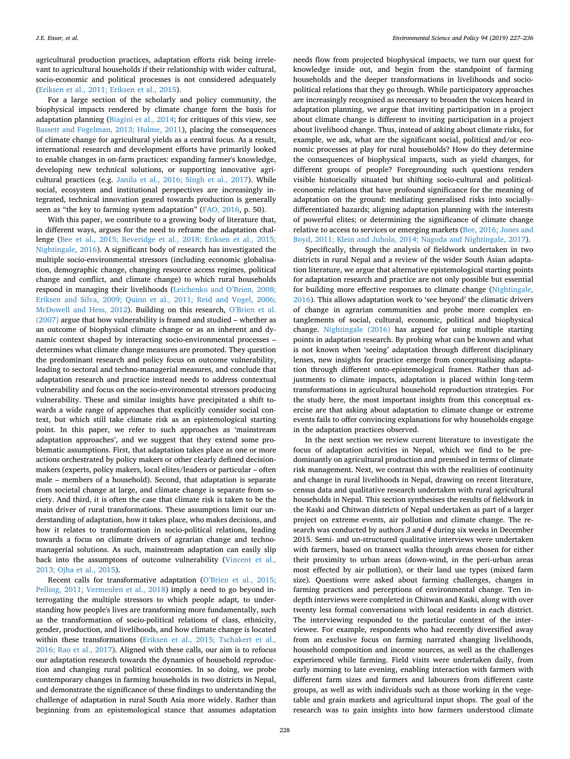agricultural production practices, adaptation efforts risk being irrelevant to agricultural households if their relationship with wider cultural, socio-economic and political processes is not considered adequately (Eriksen et al., 2011; Eriksen et al., 2015).

For a large section of the scholarly and policy community, the biophysical impacts rendered by climate change form the basis for adaptation planning (Biagini et al., 2014; for critiques of this view, see Bassett and Fogelman, 2013; Hulme, 2011), placing the consequences of climate change for agricultural yields as a central focus. As a result, international research and development efforts have primarily looked to enable changes in on-farm practices: expanding farmer's knowledge, developing new technical solutions, or supporting innovative agricultural practices (e.g. Janila et al., 2016; Singh et al., 2017). While social, ecosystem and institutional perspectives are increasingly integrated, technical innovation geared towards production is generally seen as "the key to farming system adaptation" (FAO, 2016, p. 50).

With this paper, we contribute to a growing body of literature that, in different ways, argues for the need to reframe the adaptation challenge (Bee et al., 2015; Beveridge et al., 2018; Eriksen et al., 2015; Nightingale, 2016). A significant body of research has investigated the multiple socio-environmental stressors (including economic globalisation, demographic change, changing resource access regimes, political change and conflict, and climate change) to which rural households respond in managing their livelihoods (Leichenko and O'Brien, 2008; Eriksen and Silva, 2009; Quinn et al., 2011; Reid and Vogel, 2006; McDowell and Hess, 2012). Building on this research, O'Brien et al. (2007) argue that how vulnerability is framed and studied – whether as an outcome of biophysical climate change or as an inherent and dynamic context shaped by interacting socio-environmental processes – determines what climate change measures are promoted. They question the predominant research and policy focus on outcome vulnerability, leading to sectoral and techno-managerial measures, and conclude that adaptation research and practice instead needs to address contextual vulnerability and focus on the socio-environmental stressors producing vulnerability. These and similar insights have precipitated a shift towards a wide range of approaches that explicitly consider social context, but which still take climate risk as an epistemological starting point. In this paper, we refer to such approaches as 'mainstream adaptation approaches', and we suggest that they extend some problematic assumptions. First, that adaptation takes place as one or more actions orchestrated by policy makers or other clearly defined decision-makers (experts, policy makers, local elites/leaders or particular – often male – members of a household). Second, that adaptation is separate from societal change at large, and climate change is separate from society. And third, it is often the case that climate risk is taken to be the main driver of rural transformations. These assumptions limit our understanding of adaptation, how it takes place, who makes decisions, and how it relates to transformation in socio-political relations, leading towards a focus on climate drivers of agrarian change and techno-managerial solutions. As such, mainstream adaptation can easily slip back into the assumptons of outcome vulnerability (Vincent et al., 2013; Ojha et al., 2015).

Recent calls for transformative adaptation (O'Brien et al., 2015; Pelling, 2011; Vermeulen et al., 2018) imply a need to go beyond interrogating the multiple stressors to which people adapt, to understanding how people's lives are transforming more fundamentally, such as the transformation of socio-political relations of class, ethnicity, gender, production, and livelihoods, and how climate change is located within these transformations (Eriksen et al., 2015; Tschakert et al., 2016; Rao et al., 2017). Aligned with these calls, our aim is to refocus our adaptation research towards the dynamics of household reproduction and changing rural political economies. In so doing, we probe contemporary changes in farming households in two districts in Nepal, and demonstrate the significance of these findings to understanding the challenge of adaptation in rural South Asia more widely. Rather than beginning from an epistemological stance that assumes adaptation needs flow from projected biophysical impacts, we turn our quest for knowledge inside out, and begin from the standpoint of farming households and the deeper transformations in livelihoods and socio-political relations that they go through. While participatory approaches are increasingly recognised as necessary to broaden the voices heard in adaptation planning, we argue that inviting participation in a project about climate change is different to inviting participation in a project about livelihood change. Thus, instead of asking about climate risks, for example, we ask, what are the significant social, political and/or economic processes at play for rural households? How do they determine the consequences of biophysical impacts, such as yield changes, for different groups of people? Foregrounding such questions renders visible historically situated but shifting socio-cultural and political-economic relations that have profound significance for the meaning of adaptation on the ground: mediating generalised risks into socially-differentiated hazards; aligning adaptation planning with the interests of powerful elites; or determining the significance of climate change relative to access to services or emerging markets (Bee, 2016; Jones and Boyd, 2011; Klein and Juhola, 2014; Nagoda and Nightingale, 2017).

Specifically, through the analysis of fieldwork undertaken in two districts in rural Nepal and a review of the wider South Asian adaptation literature, we argue that alternative epistemological starting points for adaptation research and practice are not only possible but essential for building more effective responses to climate change (Nightingale, 2016). This allows adaptation work to 'see beyond' the climatic drivers of change in agrarian communities and probe more complex entanglements of social, cultural, economic, political and biophysical change. Nightingale (2016) has argued for using multiple starting points in adaptation research. By probing what can be known and what is not known when 'seeing' adaptation through different disciplinary lenses, new insights for practice emerge from conceptualising adaptation through different onto-epistemological frames. Rather than adjustments to climate impacts, adaptation is placed within long-term transformations in agricultural household reproduction strategies. For the study here, the most important insights from this conceptual exercise are that asking about adaptation to climate change or extreme events fails to offer convincing explanations for why households engage in the adaptation practices observed.

In the next section we review current literature to investigate the focus of adaptation activities in Nepal, which we find to be predominantly on agricultural production and premised in terms of climate risk management. Next, we contrast this with the realities of continuity and change in rural livelihoods in Nepal, drawing on recent literature, census data and qualitative research undertaken with rural agricultural households in Nepal. This section synthesises the results of fieldwork in the Kaski and Chitwan districts of Nepal undertaken as part of a larger project on extreme events, air pollution and climate change. The research was conducted by authors *3* and *4* during six weeks in December 2015. Semi- and un-structured qualitative interviews were undertaken with farmers, based on transect walks through areas chosen for either their proximity to urban areas (down-wind, in the peri-urban areas most effected by air pollution), or their land use types (mixed farm size). Questions were asked about farming challenges, changes in farming practices and perceptions of environmental change. Ten in-depth interviews were completed in Chitwan and Kaski, along with over twenty less formal conversations with local residents in each district. The interviewing responded to the particular context of the interviewee. For example, respondents who had recently diversified away from an exclusive focus on farming narrated changing livelihoods, household composition and income sources, as well as the challenges experienced while farming. Field visits were undertaken daily, from early morning to late evening, enabling interaction with farmers with different farm sizes and farmers and labourers from different caste groups, as well as with individuals such as those working in the vegetable and grain markets and agricultural input shops. The goal of the research was to gain insights into how farmers understood climate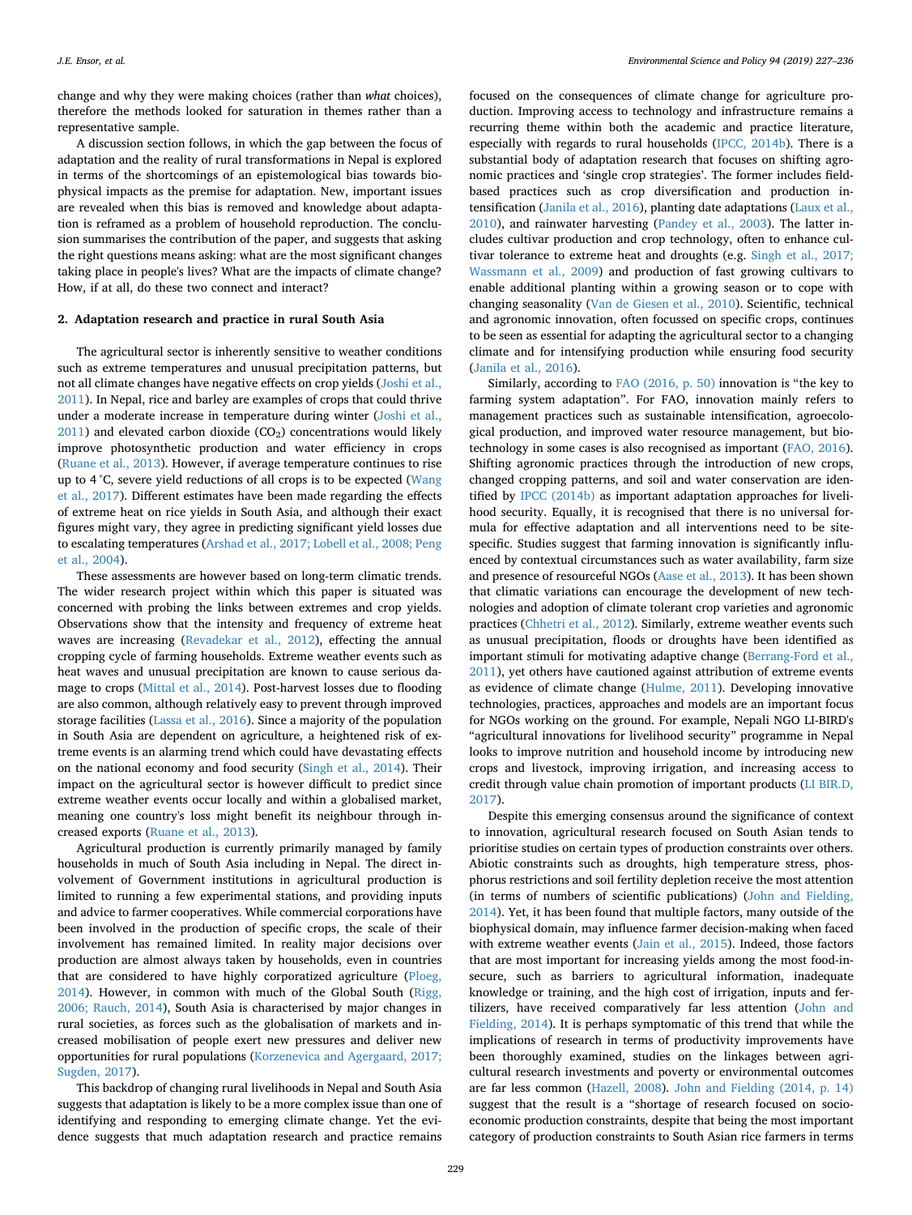change and why they were making choices (rather than *what* choices), therefore the methods looked for saturation in themes rather than a representative sample.

A discussion section follows, in which the gap between the focus of adaptation and the reality of rural transformations in Nepal is explored in terms of the shortcomings of an epistemological bias towards biophysical impacts as the premise for adaptation. New, important issues are revealed when this bias is removed and knowledge about adaptation is reframed as a problem of household reproduction. The conclusion summarises the contribution of the paper, and suggests that asking the right questions means asking: what are the most significant changes taking place in people's lives? What are the impacts of climate change? How, if at all, do these two connect and interact?

## 2. Adaptation research and practice in rural South Asia

The agricultural sector is inherently sensitive to weather conditions such as extreme temperatures and unusual precipitation patterns, but not all climate changes have negative effects on crop yields (Joshi et al., 2011). In Nepal, rice and barley are examples of crops that could thrive under a moderate increase in temperature during winter (Joshi et al., 2011) and elevated carbon dioxide ($CO_2$) concentrations would likely improve photosynthetic production and water efficiency in crops (Ruane et al., 2013). However, if average temperature continues to rise up to 4 °C, severe yield reductions of all crops is to be expected (Wang et al., 2017). Different estimates have been made regarding the effects of extreme heat on rice yields in South Asia, and although their exact figures might vary, they agree in predicting significant yield losses due to escalating temperatures (Arshad et al., 2017; Lobell et al., 2008; Peng et al., 2004).

These assessments are however based on long-term climatic trends. The wider research project within which this paper is situated was concerned with probing the links between extremes and crop yields. Observations show that the intensity and frequency of extreme heat waves are increasing (Revadekar et al., 2012), effecting the annual cropping cycle of farming households. Extreme weather events such as heat waves and unusual precipitation are known to cause serious damage to crops (Mittal et al., 2014). Post-harvest losses due to flooding are also common, although relatively easy to prevent through improved storage facilities (Lassa et al., 2016). Since a majority of the population in South Asia are dependent on agriculture, a heightened risk of extreme events is an alarming trend which could have devastating effects on the national economy and food security (Singh et al., 2014). Their impact on the agricultural sector is however difficult to predict since extreme weather events occur locally and within a globalised market, meaning one country's loss might benefit its neighbour through increased exports (Ruane et al., 2013).

Agricultural production is currently primarily managed by family households in much of South Asia including in Nepal. The direct involvement of Government institutions in agricultural production is limited to running a few experimental stations, and providing inputs and advice to farmer cooperatives. While commercial corporations have been involved in the production of specific crops, the scale of their involvement has remained limited. In reality major decisions over production are almost always taken by households, even in countries that are considered to have highly corporatized agriculture (Ploeg, 2014). However, in common with much of the Global South (Rigg, 2006; Rauch, 2014), South Asia is characterised by major changes in rural societies, as forces such as the globalisation of markets and increased mobilisation of people exert new pressures and deliver new opportunities for rural populations (Korzenevica and Agergaard, 2017; Sugden, 2017).

This backdrop of changing rural livelihoods in Nepal and South Asia suggests that adaptation is likely to be a more complex issue than one of identifying and responding to emerging climate change. Yet the evidence suggests that much adaptation research and practice remains focused on the consequences of climate change for agriculture production. Improving access to technology and infrastructure remains a recurring theme within both the academic and practice literature, especially with regards to rural households (IPCC, 2014b). There is a substantial body of adaptation research that focuses on shifting agronomic practices and 'single crop strategies'. The former includes field-based practices such as crop diversification and production intensification (Janila et al., 2016), planting date adaptations (Laux et al., 2010), and rainwater harvesting (Pandey et al., 2003). The latter includes cultivar production and crop technology, often to enhance cultivar tolerance to extreme heat and droughts (e.g. Singh et al., 2017; Wassmann et al., 2009) and production of fast growing cultivars to enable additional planting within a growing season or to cope with changing seasonality (Van de Giesen et al., 2010). Scientific, technical and agronomic innovation, often focussed on specific crops, continues to be seen as essential for adapting the agricultural sector to a changing climate and for intensifying production while ensuring food security (Janila et al., 2016).

Similarly, according to FAO (2016, p. 50) innovation is "the key to farming system adaptation". For FAO, innovation mainly refers to management practices such as sustainable intensification, agroecological production, and improved water resource management, but biotechnology in some cases is also recognised as important (FAO, 2016). Shifting agronomic practices through the introduction of new crops, changed cropping patterns, and soil and water conservation are identified by IPCC (2014b) as important adaptation approaches for livelihood security. Equally, it is recognised that there is no universal formula for effective adaptation and all interventions need to be site-specific. Studies suggest that farming innovation is significantly influenced by contextual circumstances such as water availability, farm size and presence of resourceful NGOs (Aase et al., 2013). It has been shown that climatic variations can encourage the development of new technologies and adoption of climate tolerant crop varieties and agronomic practices (Chhetri et al., 2012). Similarly, extreme weather events such as unusual precipitation, floods or droughts have been identified as important stimuli for motivating adaptive change (Berrang-Ford et al., 2011), yet others have cautioned against attribution of extreme events as evidence of climate change (Hulme, 2011). Developing innovative technologies, practices, approaches and models are an important focus for NGOs working on the ground. For example, Nepali NGO LI-BIRD's "agricultural innovations for livelihood security" programme in Nepal looks to improve nutrition and household income by introducing new crops and livestock, improving irrigation, and increasing access to credit through value chain promotion of important products (LI BIR.D, 2017).

Despite this emerging consensus around the significance of context to innovation, agricultural research focused on South Asian tends to prioritise studies on certain types of production constraints over others. Abiotic constraints such as droughts, high temperature stress, phosphorus restrictions and soil fertility depletion receive the most attention (in terms of numbers of scientific publications) (John and Fielding, 2014). Yet, it has been found that multiple factors, many outside of the biophysical domain, may influence farmer decision-making when faced with extreme weather events (Jain et al., 2015). Indeed, those factors that are most important for increasing yields among the most food-insecure, such as barriers to agricultural information, inadequate knowledge or training, and the high cost of irrigation, inputs and fertilizers, have received comparatively far less attention (John and Fielding, 2014). It is perhaps symptomatic of this trend that while the implications of research in terms of productivity improvements have been thoroughly examined, studies on the linkages between agricultural research investments and poverty or environmental outcomes are far less common (Hazell, 2008). John and Fielding (2014, p. 14) suggest that the result is a "shortage of research focused on socio-economic production constraints, despite that being the most important category of production constraints to South Asian rice farmers in terms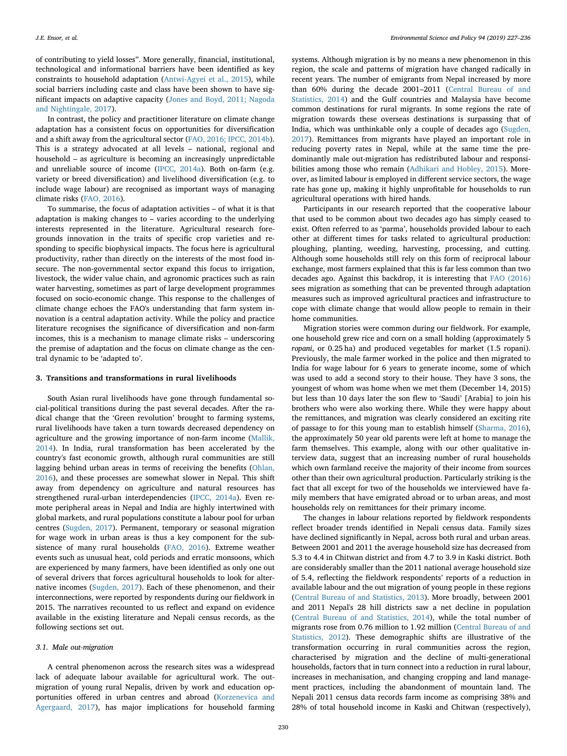of contributing to yield losses". More generally, financial, institutional, technological and informational barriers have been identified as key constraints to household adaptation (Antwi-Agyei et al., 2015), while social barriers including caste and class have been shown to have significant impacts on adaptive capacity (Jones and Boyd, 2011; Nagoda and Nightingale, 2017).

In contrast, the policy and practitioner literature on climate change adaptation has a consistent focus on opportunities for diversification and a shift away from the agricultural sector (FAO, 2016; IPCC, 2014b). This is a strategy advocated at all levels – national, regional and household – as agriculture is becoming an increasingly unpredictable and unreliable source of income (IPCC, 2014a). Both on-farm (e.g. variety or breed diversification) and livelihood diversification (e.g. to include wage labour) are recognised as important ways of managing climate risks (FAO, 2016).

To summarise, the focus of adaptation activities – of what it is that adaptation is making changes to – varies according to the underlying interests represented in the literature. Agricultural research foregrounds innovation in the traits of specific crop varieties and responding to specific biophysical impacts. The focus here is agricultural productivity, rather than directly on the interests of the most food insecure. The non-governmental sector expand this focus to irrigation, livestock, the wider value chain, and agronomic practices such as rain water harvesting, sometimes as part of large development programmes focused on socio-economic change. This response to the challenges of climate change echoes the FAO's understanding that farm system innovation is a central adaptation activity. While the policy and practice literature recognises the significance of diversification and non-farm incomes, this is a mechanism to manage climate risks – underscoring the premise of adaptation and the focus on climate change as the central dynamic to be 'adapted to'.

## 3. Transitions and transformations in rural livelihoods

South Asian rural livelihoods have gone through fundamental social-political transitions during the past several decades. After the radical change that the 'Green revolution' brought to farming systems, rural livelihoods have taken a turn towards decreased dependency on agriculture and the growing importance of non-farm income (Mallik, 2014). In India, rural transformation has been accelerated by the country's fast economic growth, although rural communities are still lagging behind urban areas in terms of receiving the benefits (Ohlan, 2016), and these processes are somewhat slower in Nepal. This shift away from dependency on agriculture and natural resources has strengthened rural-urban interdependencies (IPCC, 2014a). Even remote peripheral areas in Nepal and India are highly intertwined with global markets, and rural populations constitute a labour pool for urban centres (Sugden, 2017). Permanent, temporary or seasonal migration for wage work in urban areas is thus a key component for the subsistence of many rural households (FAO, 2016). Extreme weather events such as unusual heat, cold periods and erratic monsoons, which are experienced by many farmers, have been identified as only one out of several drivers that forces agricultural households to look for alternative incomes (Sugden, 2017). Each of these phenomenon, and their interconnections, were reported by respondents during our fieldwork in 2015. The narratives recounted to us reflect and expand on evidence available in the existing literature and Nepali census records, as the following sections set out.

### 3.1. Male out-migration

A central phenomenon across the research sites was a widespread lack of adequate labour available for agricultural work. The out-migration of young rural Nepalis, driven by work and education opportunities offered in urban centres and abroad (Korzenevica and Agergaard, 2017), has major implications for household farming systems. Although migration is by no means a new phenomenon in this region, the scale and patterns of migration have changed radically in recent years. The number of emigrants from Nepal increased by more than 60% during the decade 2001–2011 (Central Bureau of and Statistics, 2014) and the Gulf countries and Malaysia have become common destinations for rural migrants. In some regions the rate of migration towards these overseas destinations is surpassing that of India, which was unthinkable only a couple of decades ago (Sugden, 2017). Remittances from migrants have played an important role in reducing poverty rates in Nepal, while at the same time the predominantly male out-migration has redistributed labour and responsibilities among those who remain (Adhikari and Hobley, 2015). Moreover, as limited labour is employed in different service sectors, the wage rate has gone up, making it highly unprofitable for households to run agricultural operations with hired hands.

Participants in our research reported that the cooperative labour that used to be common about two decades ago has simply ceased to exist. Often referred to as 'parma', households provided labour to each other at different times for tasks related to agricultural production: ploughing, planting, weeding, harvesting, processing, and cutting. Although some households still rely on this form of reciprocal labour exchange, most farmers explained that this is far less common than two decades ago. Against this backdrop, it is interesting that FAO (2016) sees migration as something that can be prevented through adaptation measures such as improved agricultural practices and infrastructure to cope with climate change that would allow people to remain in their home communities.

Migration stories were common during our fieldwork. For example, one household grew rice and corn on a small holding (approximately 5 *ropani*, or 0.25 ha) and produced vegetables for market (1.5 ropani). Previously, the male farmer worked in the police and then migrated to India for wage labour for 6 years to generate income, some of which was used to add a second story to their house. They have 3 sons, the youngest of whom was home when we met them (December 14, 2015) but less than 10 days later the son flew to 'Saudi' [Arabia] to join his brothers who were also working there. While they were happy about the remittances, and migration was clearly considered an exciting rite of passage to for this young man to establish himself (Sharma, 2016), the approximately 50 year old parents were left at home to manage the farm themselves. This example, along with our other qualitative interview data, suggest that an increasing number of rural households which own farmland receive the majority of their income from sources other than their own agricultural production. Particularly striking is the fact that all except for two of the households we interviewed have family members that have emigrated abroad or to urban areas, and most households rely on remittances for their primary income.

The changes in labour relations reported by fieldwork respondents reflect broader trends identified in Nepali census data. Family sizes have declined significantly in Nepal, across both rural and urban areas. Between 2001 and 2011 the average household size has decreased from 5.3 to 4.4 in Chitwan district and from 4.7 to 3.9 in Kaski district. Both are considerably smaller than the 2011 national average household size of 5.4, reflecting the fieldwork respondents' reports of a reduction in available labour and the out migration of young people in these regions (Central Bureau of and Statistics, 2013). More broadly, between 2001 and 2011 Nepal's 28 hill districts saw a net decline in population (Central Bureau of and Statistics, 2014), while the total number of migrants rose from 0.76 million to 1.92 million (Central Bureau of and Statistics, 2012). These demographic shifts are illustrative of the transformation occurring in rural communities across the region, characterised by migration and the decline of multi-generational households, factors that in turn connect into a reduction in rural labour, increases in mechanisation, and changing cropping and land management practices, including the abandonment of mountain land. The Nepali 2011 census data records farm income as comprising 38% and 28% of total household income in Kaski and Chitwan (respectively),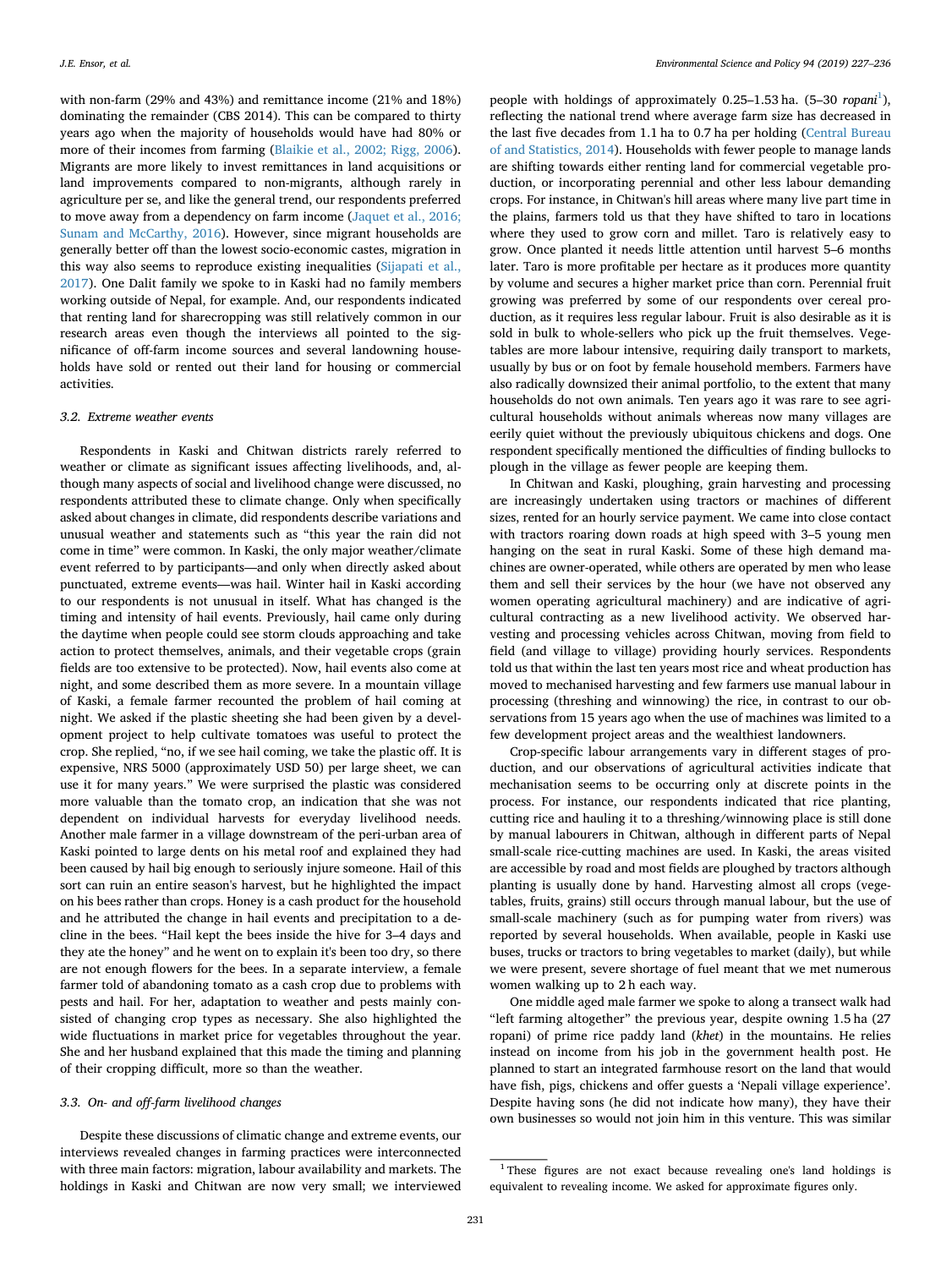with non-farm (29% and 43%) and remittance income (21% and 18%) dominating the remainder (CBS 2014). This can be compared to thirty years ago when the majority of households would have had 80% or more of their incomes from farming (Blaikie et al., 2002; Rigg, 2006). Migrants are more likely to invest remittances in land acquisitions or land improvements compared to non-migrants, although rarely in agriculture per se, and like the general trend, our respondents preferred to move away from a dependency on farm income (Jaquet et al., 2016; Sunam and McCarthy, 2016). However, since migrant households are generally better off than the lowest socio-economic castes, migration in this way also seems to reproduce existing inequalities (Sijapati et al., 2017). One Dalit family we spoke to in Kaski had no family members working outside of Nepal, for example. And, our respondents indicated that renting land for sharecropping was still relatively common in our research areas even though the interviews all pointed to the significance of off-farm income sources and several landowning households have sold or rented out their land for housing or commercial activities.

### 3.2. Extreme weather events

Respondents in Kaski and Chitwan districts rarely referred to weather or climate as significant issues affecting livelihoods, and, although many aspects of social and livelihood change were discussed, no respondents attributed these to climate change. Only when specifically asked about changes in climate, did respondents describe variations and unusual weather and statements such as "this year the rain did not come in time" were common. In Kaski, the only major weather/climate event referred to by participants—and only when directly asked about punctuated, extreme events—was hail. Winter hail in Kaski according to our respondents is not unusual in itself. What has changed is the timing and intensity of hail events. Previously, hail came only during the daytime when people could see storm clouds approaching and take action to protect themselves, animals, and their vegetable crops (grain fields are too extensive to be protected). Now, hail events also come at night, and some described them as more severe. In a mountain village of Kaski, a female farmer recounted the problem of hail coming at night. We asked if the plastic sheeting she had been given by a development project to help cultivate tomatoes was useful to protect the crop. She replied, "no, if we see hail coming, we take the plastic off. It is expensive, NRS 5000 (approximately USD 50) per large sheet, we can use it for many years." We were surprised the plastic was considered more valuable than the tomato crop, an indication that she was not dependent on individual harvests for everyday livelihood needs. Another male farmer in a village downstream of the peri-urban area of Kaski pointed to large dents on his metal roof and explained they had been caused by hail big enough to seriously injure someone. Hail of this sort can ruin an entire season's harvest, but he highlighted the impact on his bees rather than crops. Honey is a cash product for the household and he attributed the change in hail events and precipitation to a decline in the bees. "Hail kept the bees inside the hive for 3–4 days and they ate the honey" and he went on to explain it's been too dry, so there are not enough flowers for the bees. In a separate interview, a female farmer told of abandoning tomato as a cash crop due to problems with pests and hail. For her, adaptation to weather and pests mainly consisted of changing crop types as necessary. She also highlighted the wide fluctuations in market price for vegetables throughout the year. She and her husband explained that this made the timing and planning of their cropping difficult, more so than the weather.

### 3.3. On- and off-farm livelihood changes

Despite these discussions of climatic change and extreme events, our interviews revealed changes in farming practices were interconnected with three main factors: migration, labour availability and markets. The holdings in Kaski and Chitwan are now very small; we interviewed people with holdings of approximately 0.25–1.53 ha. (5–30 *ropani*[1]), reflecting the national trend where average farm size has decreased in the last five decades from 1.1 ha to 0.7 ha per holding (Central Bureau of Statistics, 2014). Households with fewer people to manage lands are shifting towards either renting land for commercial vegetable production, or incorporating perennial and other less labour demanding crops. For instance, in Chitwan's hill areas where many live part time in the plains, farmers told us that they have shifted to taro in locations where they used to grow corn and millet. Taro is relatively easy to grow. Once planted it needs little attention until harvest 5–6 months later. Taro is more profitable per hectare as it produces more quantity by volume and secures a higher market price than corn. Perennial fruit growing was preferred by some of our respondents over cereal production, as it requires less regular labour. Fruit is also desirable as it is sold in bulk to whole-sellers who pick up the fruit themselves. Vegetables are more labour intensive, requiring daily transport to markets, usually by bus or on foot by female household members. Farmers have also radically downsized their animal portfolio, to the extent that many households do not own animals. Ten years ago it was rare to see agricultural households without animals whereas now many villages are eerily quiet without the previously ubiquitous chickens and dogs. One respondent specifically mentioned the difficulties of finding bullocks to plough in the village as fewer people are keeping them.

In Chitwan and Kaski, ploughing, grain harvesting and processing are increasingly undertaken using tractors or machines of different sizes, rented for an hourly service payment. We came into close contact with tractors roaring down roads at high speed with 3–5 young men hanging on the seat in rural Kaski. Some of these high demand machines are owner-operated, while others are operated by men who lease them and sell their services by the hour (we have not observed any women operating agricultural machinery) and are indicative of agricultural contracting as a new livelihood activity. We observed harvesting and processing vehicles across Chitwan, moving from field to field (and village to village) providing hourly services. Respondents told us that within the last ten years most rice and wheat production has moved to mechanised harvesting and few farmers use manual labour in processing (threshing and winnowing) the rice, in contrast to our observations from 15 years ago when the use of machines was limited to a few development project areas and the wealthiest landowners.

Crop-specific labour arrangements vary in different stages of production, and our observations of agricultural activities indicate that mechanisation seems to be occurring only at discrete points in the process. For instance, our respondents indicated that rice planting, cutting rice and hauling it to a threshing/winnowing place is still done by manual labourers in Chitwan, although in different parts of Nepal small-scale rice-cutting machines are used. In Kaski, the areas visited are accessible by road and most fields are ploughed by tractors although planting is usually done by hand. Harvesting almost all crops (vegetables, fruits, grains) still occurs through manual labour, but the use of small-scale machinery (such as for pumping water from rivers) was reported by several households. When available, people in Kaski use buses, trucks or tractors to bring vegetables to market (daily), but while we were present, severe shortage of fuel meant that we met numerous women walking up to 2 h each way.

One middle aged male farmer we spoke to along a transect walk had "left farming altogether" the previous year, despite owning 1.5 ha (27 ropani) of prime rice paddy land (*khet*) in the mountains. He relies instead on income from his job in the government health post. He planned to start an integrated farmhouse resort on the land that would have fish, pigs, chickens and offer guests a 'Nepali village experience'. Despite having sons (he did not indicate how many), they have their own businesses so would not join him in this venture. This was similar

[1] These figures are not exact because revealing one's land holdings is equivalent to revealing income. We asked for approximate figures only.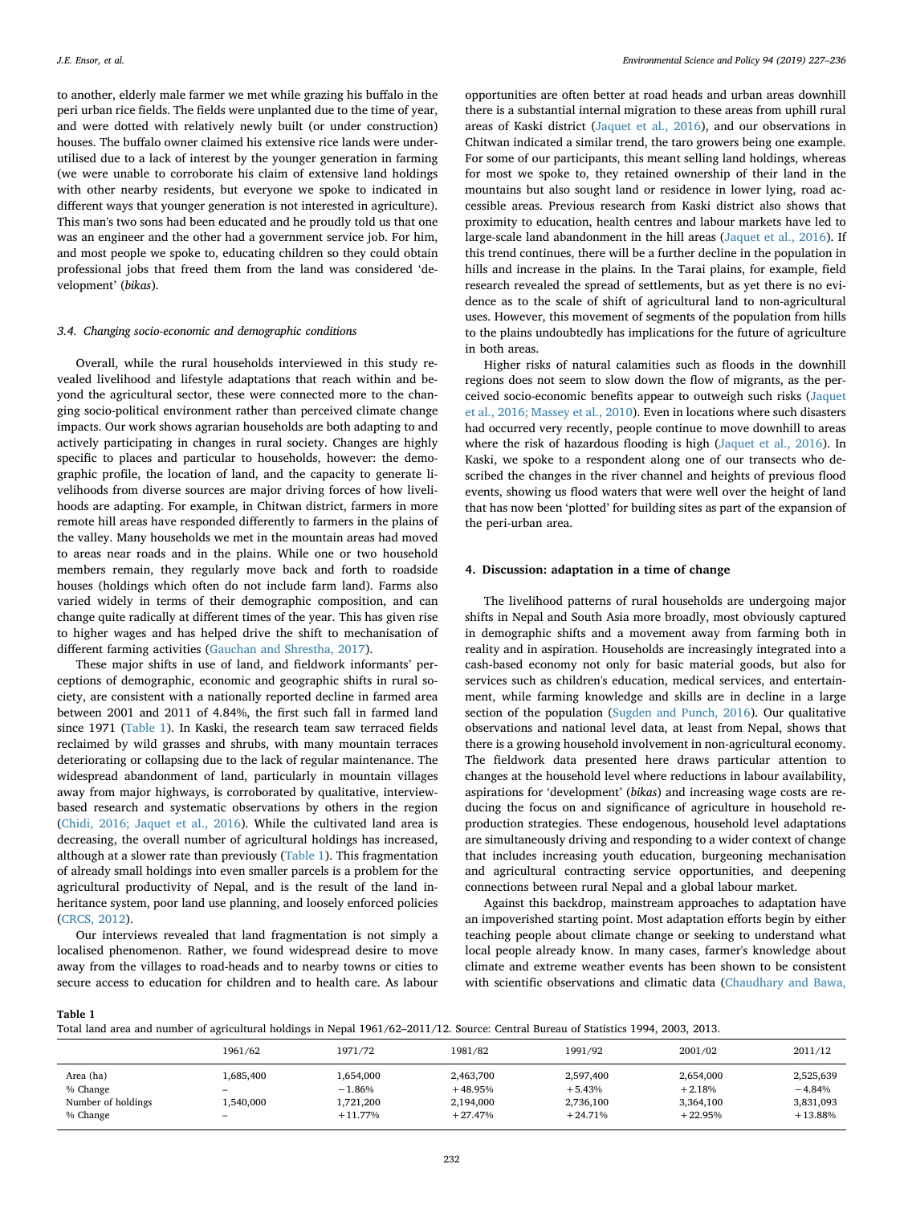to another, elderly male farmer we met while grazing his buffalo in the peri urban rice fields. The fields were unplanted due to the time of year, and were dotted with relatively newly built (or under construction) houses. The buffalo owner claimed his extensive rice lands were underutilised due to a lack of interest by the younger generation in farming (we were unable to corroborate his claim of extensive land holdings with other nearby residents, but everyone we spoke to indicated in different ways that younger generation is not interested in agriculture). This man's two sons had been educated and he proudly told us that one was an engineer and the other had a government service job. For him, and most people we spoke to, educating children so they could obtain professional jobs that freed them from the land was considered 'development' (*bikas*).

### 3.4. Changing socio-economic and demographic conditions

Overall, while the rural households interviewed in this study revealed livelihood and lifestyle adaptations that reach within and beyond the agricultural sector, these were connected more to the changing socio-political environment rather than perceived climate change impacts. Our work shows agrarian households are both adapting to and actively participating in changes in rural society. Changes are highly specific to places and particular to households, however: the demographic profile, the location of land, and the capacity to generate livelihoods from diverse sources are major driving forces of how livelihoods are adapting. For example, in Chitwan district, farmers in more remote hill areas have responded differently to farmers in the plains of the valley. Many households we met in the mountain areas had moved to areas near roads and in the plains. While one or two household members remain, they regularly move back and forth to roadside houses (holdings which often do not include farm land). Farms also varied widely in terms of their demographic composition, and can change quite radically at different times of the year. This has given rise to higher wages and has helped drive the shift to mechanisation of different farming activities (Gauchan and Shrestha, 2017).

These major shifts in use of land, and fieldwork informants' perceptions of demographic, economic and geographic shifts in rural society, are consistent with a nationally reported decline in farmed area between 2001 and 2011 of 4.84%, the first such fall in farmed land since 1971 (Table 1). In Kaski, the research team saw terraced fields reclaimed by wild grasses and shrubs, with many mountain terraces deteriorating or collapsing due to the lack of regular maintenance. The widespread abandonment of land, particularly in mountain villages away from major highways, is corroborated by qualitative, interview-based research and systematic observations by others in the region (Chidi, 2016; Jaquet et al., 2016). While the cultivated land area is decreasing, the overall number of agricultural holdings has increased, although at a slower rate than previously (Table 1). This fragmentation of already small holdings into even smaller parcels is a problem for the agricultural productivity of Nepal, and is the result of the land inheritance system, poor land use planning, and loosely enforced policies (CRCS, 2012).

Our interviews revealed that land fragmentation is not simply a localised phenomenon. Rather, we found widespread desire to move away from the villages to road-heads and to nearby towns or cities to secure access to education for children and to health care. As labour opportunities are often better at road heads and urban areas downhill there is a substantial internal migration to these areas from uphill rural areas of Kaski district (Jaquet et al., 2016), and our observations in Chitwan indicated a similar trend, the taro growers being one example. For some of our participants, this meant selling land holdings, whereas for most we spoke to, they retained ownership of their land in the mountains but also sought land or residence in lower lying, road accessible areas. Previous research from Kaski district also shows that proximity to education, health centres and labour markets have led to large-scale land abandonment in the hill areas (Jaquet et al., 2016). If this trend continues, there will be a further decline in the population in hills and increase in the plains. In the Tarai plains, for example, field research revealed the spread of settlements, but as yet there is no evidence as to the scale of shift of agricultural land to non-agricultural uses. However, this movement of segments of the population from hills to the plains undoubtedly has implications for the future of agriculture in both areas.

Higher risks of natural calamities such as floods in the downhill regions does not seem to slow down the flow of migrants, as the perceived socio-economic benefits appear to outweigh such risks (Jaquet et al., 2016; Massey et al., 2010). Even in locations where such disasters had occurred very recently, people continue to move downhill to areas where the risk of hazardous flooding is high (Jaquet et al., 2016). In Kaski, we spoke to a respondent along one of our transects who described the changes in the river channel and heights of previous flood events, showing us flood waters that were well over the height of land that has now been 'plotted' for building sites as part of the expansion of the peri-urban area.

## 4. Discussion: adaptation in a time of change

The livelihood patterns of rural households are undergoing major shifts in Nepal and South Asia more broadly, most obviously captured in demographic shifts and a movement away from farming both in reality and in aspiration. Households are increasingly integrated into a cash-based economy not only for basic material goods, but also for services such as children's education, medical services, and entertainment, while farming knowledge and skills are in decline in a large section of the population (Sugden and Punch, 2016). Our qualitative observations and national level data, at least from Nepal, shows that there is a growing household involvement in non-agricultural economy. The fieldwork data presented here draws particular attention to changes at the household level where reductions in labour availability, aspirations for 'development' (*bikas*) and increasing wage costs are reducing the focus on and significance of agriculture in household reproduction strategies. These endogenous, household level adaptations are simultaneously driving and responding to a wider context of change that includes increasing youth education, burgeoning mechanisation and agricultural contracting service opportunities, and deepening connections between rural Nepal and a global labour market.

Against this backdrop, mainstream approaches to adaptation have an impoverished starting point. Most adaptation efforts begin by either teaching people about climate change or seeking to understand what local people already know. In many cases, farmer's knowledge about climate and extreme weather events has been shown to be consistent with scientific observations and climatic data (Chaudhary and Bawa,

**Table 1**
Total land area and number of agricultural holdings in Nepal 1961/62–2011/12. Source: Central Bureau of Statistics 1994, 2003, 2013.

| | 1961/62 | 1971/72 | 1981/82 | 1991/92 | 2001/02 | 2011/12 |
|---|---|---|---|---|---|---|
| Area (ha) | 1,685,400 | 1,654,000 | 2,463,700 | 2,597,400 | 2,654,000 | 2,525,639 |
| % Change | – | −1.86% | +48.95% | +5.43% | +2.18% | −4.84% |
| Number of holdings | 1,540,000 | 1,721,200 | 2,194,000 | 2,736,100 | 3,364,100 | 3,831,093 |
| % Change | – | +11.77% | +27.47% | +24.71% | +22.95% | +13.88% |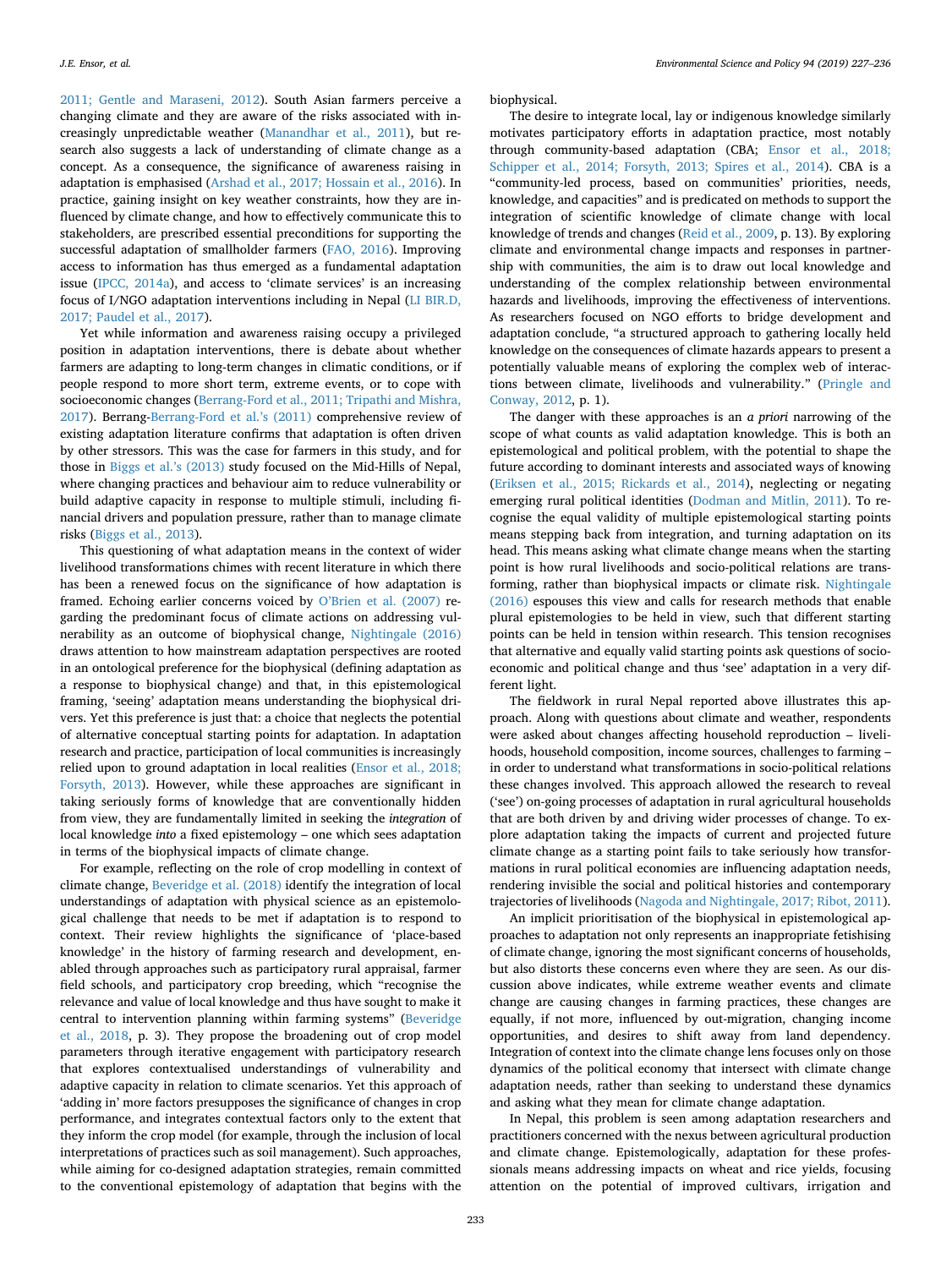2011; Gentle and Maraseni, 2012). South Asian farmers perceive a changing climate and they are aware of the risks associated with increasingly unpredictable weather (Manandhar et al., 2011), but research also suggests a lack of understanding of climate change as a concept. As a consequence, the significance of awareness raising in adaptation is emphasised (Arshad et al., 2017; Hossain et al., 2016). In practice, gaining insight on key weather constraints, how they are influenced by climate change, and how to effectively communicate this to stakeholders, are prescribed essential preconditions for supporting the successful adaptation of smallholder farmers (FAO, 2016). Improving access to information has thus emerged as a fundamental adaptation issue (IPCC, 2014a), and access to 'climate services' is an increasing focus of I/NGO adaptation interventions including in Nepal (LI BIR.D, 2017; Paudel et al., 2017).

Yet while information and awareness raising occupy a privileged position in adaptation interventions, there is debate about whether farmers are adapting to long-term changes in climatic conditions, or if people respond to more short term, extreme events, or to cope with socioeconomic changes (Berrang-Ford et al., 2011; Tripathi and Mishra, 2017). Berrang-Berrang-Ford et al.'s (2011) comprehensive review of existing adaptation literature confirms that adaptation is often driven by other stressors. This was the case for farmers in this study, and for those in Biggs et al.'s (2013) study focused on the Mid-Hills of Nepal, where changing practices and behaviour aim to reduce vulnerability or build adaptive capacity in response to multiple stimuli, including financial drivers and population pressure, rather than to manage climate risks (Biggs et al., 2013).

This questioning of what adaptation means in the context of wider livelihood transformations chimes with recent literature in which there has been a renewed focus on the significance of how adaptation is framed. Echoing earlier concerns voiced by O'Brien et al. (2007) regarding the predominant focus of climate actions on addressing vulnerability as an outcome of biophysical change, Nightingale (2016) draws attention to how mainstream adaptation perspectives are rooted in an ontological preference for the biophysical (defining adaptation as a response to biophysical change) and that, in this epistemological framing, 'seeing' adaptation means understanding the biophysical drivers. Yet this preference is just that: a choice that neglects the potential of alternative conceptual starting points for adaptation. In adaptation research and practice, participation of local communities is increasingly relied upon to ground adaptation in local realities (Ensor et al., 2018; Forsyth, 2013). However, while these approaches are significant in taking seriously forms of knowledge that are conventionally hidden from view, they are fundamentally limited in seeking the *integration* of local knowledge *into* a fixed epistemology – one which sees adaptation in terms of the biophysical impacts of climate change.

For example, reflecting on the role of crop modelling in context of climate change, Beveridge et al. (2018) identify the integration of local understandings of adaptation with physical science as an epistemological challenge that needs to be met if adaptation is to respond to context. Their review highlights the significance of 'place-based knowledge' in the history of farming research and development, enabled through approaches such as participatory rural appraisal, farmer field schools, and participatory crop breeding, which "recognise the relevance and value of local knowledge and thus have sought to make it central to intervention planning within farming systems" (Beveridge et al., 2018, p. 3). They propose the broadening out of crop model parameters through iterative engagement with participatory research that explores contextualised understandings of vulnerability and adaptive capacity in relation to climate scenarios. Yet this approach of 'adding in' more factors presupposes the significance of changes in crop performance, and integrates contextual factors only to the extent that they inform the crop model (for example, through the inclusion of local interpretations of practices such as soil management). Such approaches, while aiming for co-designed adaptation strategies, remain committed to the conventional epistemology of adaptation that begins with the biophysical.

The desire to integrate local, lay or indigenous knowledge similarly motivates participatory efforts in adaptation practice, most notably through community-based adaptation (CBA; Ensor et al., 2018; Schipper et al., 2014; Forsyth, 2013; Spires et al., 2014). CBA is a "community-led process, based on communities' priorities, needs, knowledge, and capacities" and is predicated on methods to support the integration of scientific knowledge of climate change with local knowledge of trends and changes (Reid et al., 2009, p. 13). By exploring climate and environmental change impacts and responses in partnership with communities, the aim is to draw out local knowledge and understanding of the complex relationship between environmental hazards and livelihoods, improving the effectiveness of interventions. As researchers focused on NGO efforts to bridge development and adaptation conclude, "a structured approach to gathering locally held knowledge on the consequences of climate hazards appears to present a potentially valuable means of exploring the complex web of interactions between climate, livelihoods and vulnerability." (Pringle and Conway, 2012, p. 1).

The danger with these approaches is an *a priori* narrowing of the scope of what counts as valid adaptation knowledge. This is both an epistemological and political problem, with the potential to shape the future according to dominant interests and associated ways of knowing (Eriksen et al., 2015; Rickards et al., 2014), neglecting or negating emerging rural political identities (Dodman and Mitlin, 2011). To recognise the equal validity of multiple epistemological starting points means stepping back from integration, and turning adaptation on its head. This means asking what climate change means when the starting point is how rural livelihoods and socio-political relations are transforming, rather than biophysical impacts or climate risk. Nightingale (2016) espouses this view and calls for research methods that enable plural epistemologies to be held in view, such that different starting points can be held in tension within research. This tension recognises that alternative and equally valid starting points ask questions of socioeconomic and political change and thus 'see' adaptation in a very different light.

The fieldwork in rural Nepal reported above illustrates this approach. Along with questions about climate and weather, respondents were asked about changes affecting household reproduction – livelihoods, household composition, income sources, challenges to farming – in order to understand what transformations in socio-political relations these changes involved. This approach allowed the research to reveal ('see') on-going processes of adaptation in rural agricultural households that are both driven by and driving wider processes of change. To explore adaptation taking the impacts of current and projected future climate change as a starting point fails to take seriously how transformations in rural political economies are influencing adaptation needs, rendering invisible the social and political histories and contemporary trajectories of livelihoods (Nagoda and Nightingale, 2017; Ribot, 2011).

An implicit prioritisation of the biophysical in epistemological approaches to adaptation not only represents an inappropriate fetishising of climate change, ignoring the most significant concerns of households, but also distorts these concerns even where they are seen. As our discussion above indicates, while extreme weather events and climate change are causing changes in farming practices, these changes are equally, if not more, influenced by out-migration, changing income opportunities, and desires to shift away from land dependency. Integration of context into the climate change lens focuses only on those dynamics of the political economy that intersect with climate change adaptation needs, rather than seeking to understand these dynamics and asking what they mean for climate change adaptation.

In Nepal, this problem is seen among adaptation researchers and practitioners concerned with the nexus between agricultural production and climate change. Epistemologically, adaptation for these professionals means addressing impacts on wheat and rice yields, focusing attention on the potential of improved cultivars, irrigation and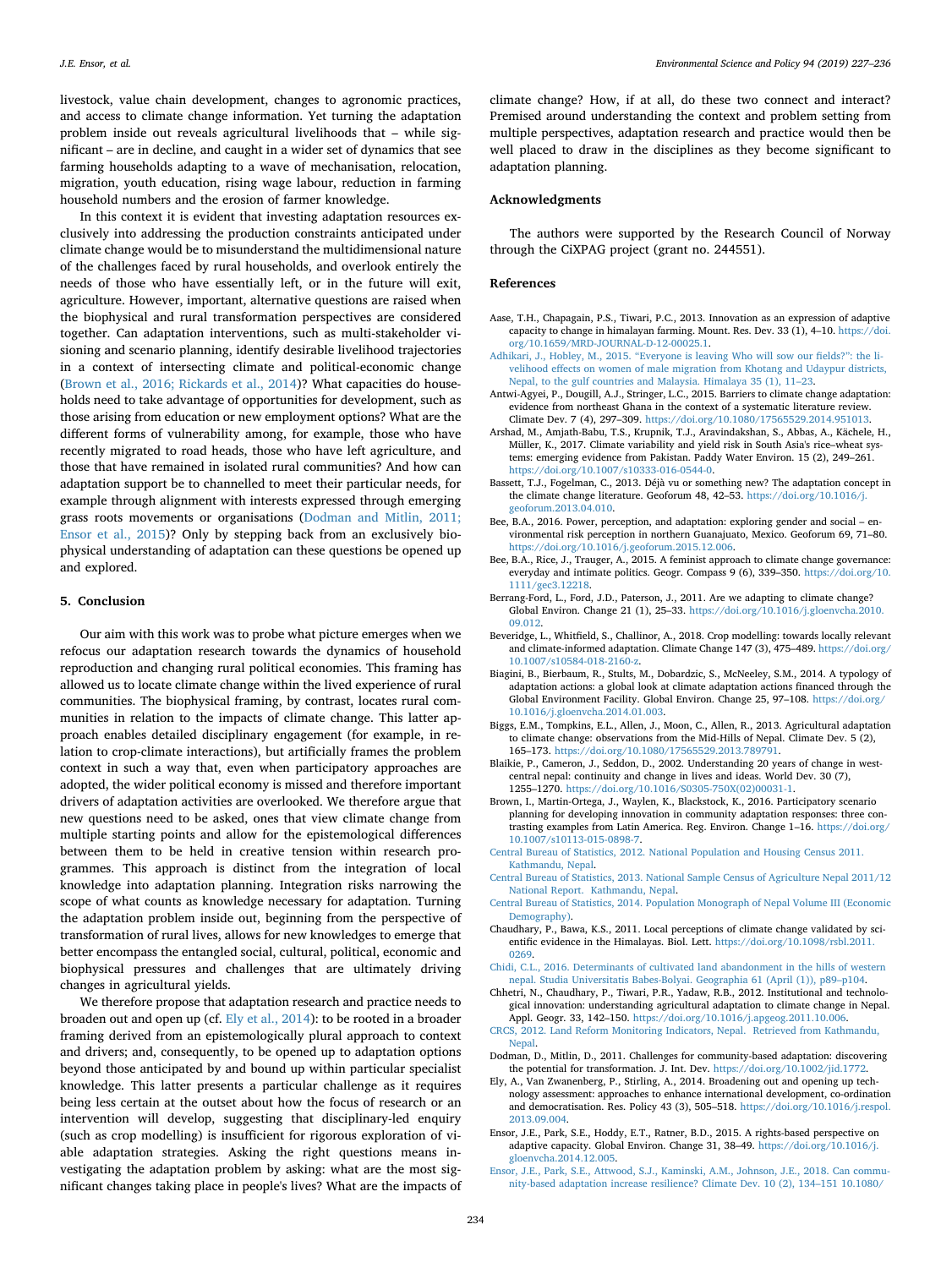livestock, value chain development, changes to agronomic practices, and access to climate change information. Yet turning the adaptation problem inside out reveals agricultural livelihoods that – while significant – are in decline, and caught in a wider set of dynamics that see farming households adapting to a wave of mechanisation, relocation, migration, youth education, rising wage labour, reduction in farming household numbers and the erosion of farmer knowledge.

In this context it is evident that investing adaptation resources exclusively into addressing the production constraints anticipated under climate change would be to misunderstand the multidimensional nature of the challenges faced by rural households, and overlook entirely the needs of those who have essentially left, or in the future will exit, agriculture. However, important, alternative questions are raised when the biophysical and rural transformation perspectives are considered together. Can adaptation interventions, such as multi-stakeholder visioning and scenario planning, identify desirable livelihood trajectories in a context of intersecting climate and political-economic change (Brown et al., 2016; Rickards et al., 2014)? What capacities do households need to take advantage of opportunities for development, such as those arising from education or new employment options? What are the different forms of vulnerability among, for example, those who have recently migrated to road heads, those who have left agriculture, and those that have remained in isolated rural communities? And how can adaptation support be channelled to meet their particular needs, for example through alignment with interests expressed through emerging grass roots movements or organisations (Dodman and Mitlin, 2011; Ensor et al., 2015)? Only by stepping back from an exclusively biophysical understanding of adaptation can these questions be opened up and explored.

## 5. Conclusion

Our aim with this work was to probe what picture emerges when we refocus our adaptation research towards the dynamics of household reproduction and changing rural political economies. This framing has allowed us to locate climate change within the lived experience of rural communities. The biophysical framing, by contrast, locates rural communities in relation to the impacts of climate change. This latter approach enables detailed disciplinary engagement (for example, in relation to crop-climate interactions), but artificially frames the problem context in such a way that, even when participatory approaches are adopted, the wider political economy is missed and therefore important drivers of adaptation activities are overlooked. We therefore argue that new questions need to be asked, ones that view climate change from multiple starting points and allow for the epistemological differences between them to be held in creative tension within research programmes. This approach is distinct from the integration of local knowledge into adaptation planning. Integration risks narrowing the scope of what counts as knowledge necessary for adaptation. Turning the adaptation problem inside out, beginning from the perspective of transformation of rural lives, allows for new knowledges to emerge that better encompass the entangled social, cultural, political, economic and biophysical pressures and challenges that are ultimately driving changes in agricultural yields.

We therefore propose that adaptation research and practice needs to broaden out and open up (cf. Ely et al., 2014): to be rooted in a broader framing derived from an epistemologically plural approach to context and drivers; and, consequently, to be opened up to adaptation options beyond those anticipated by and bound up within particular specialist knowledge. This latter presents a particular challenge as it requires being less certain at the outset about how the focus of research or an intervention will develop, suggesting that disciplinary-led enquiry (such as crop modelling) is insufficient for rigorous exploration of viable adaptation strategies. Asking the right questions means investigating the adaptation problem by asking: what are the most significant changes taking place in people's lives? What are the impacts of climate change? How, if at all, do these two connect and interact? Premised around understanding the context and problem setting from multiple perspectives, adaptation research and practice would then be well placed to draw in the disciplines as they become significant to adaptation planning.

## Acknowledgments

The authors were supported by the Research Council of Norway through the CiXPAG project (grant no. 244551).

## References

Aase, T.H., Chapagain, P.S., Tiwari, P.C., 2013. Innovation as an expression of adaptive capacity to change in himalayan farming. Mount. Res. Dev. 33 (1), 4–10. https://doi.org/10.1659/MRD-JOURNAL-D-12-00025.1.

Adhikari, J., Hobley, M., 2015. "Everyone is leaving Who will sow our fields?": the livelihood effects on women of male migration from Khotang and Udaypur districts, Nepal, to the gulf countries and Malaysia. Himalaya 35 (1), 11–23.

Antwi-Agyei, P., Dougill, A.J., Stringer, L.C., 2015. Barriers to climate change adaptation: evidence from northeast Ghana in the context of a systematic literature review. Climate Dev. 7 (4), 297–309. https://doi.org/10.1080/17565529.2014.951013.

Arshad, M., Amjath-Babu, T.S., Krupnik, T.J., Aravindakshan, S., Abbas, A., Kächele, H., Müller, K., 2017. Climate variability and yield risk in South Asia's rice–wheat systems: emerging evidence from Pakistan. Paddy Water Environ. 15 (2), 249–261. https://doi.org/10.1007/s10333-016-0544-0.

Bassett, T.J., Fogelman, C., 2013. Déjà vu or something new? The adaptation concept in the climate change literature. Geoforum 48, 42–53. https://doi.org/10.1016/j.geoforum.2013.04.010.

Bee, B.A., 2016. Power, perception, and adaptation: exploring gender and social – environmental risk perception in northern Guanajuato, Mexico. Geoforum 69, 71–80. https://doi.org/10.1016/j.geoforum.2015.12.006.

Bee, B.A., Rice, J., Trauger, A., 2015. A feminist approach to climate change governance: everyday and intimate politics. Geogr. Compass 9 (6), 339–350. https://doi.org/10.1111/gec3.12218.

Berrang-Ford, L., Ford, J.D., Paterson, J., 2011. Are we adapting to climate change? Global Environ. Change 21 (1), 25–33. https://doi.org/10.1016/j.gloenvcha.2010.09.012.

Beveridge, L., Whitfield, S., Challinor, A., 2018. Crop modelling: towards locally relevant and climate-informed adaptation. Climate Change 147 (3), 475–489. https://doi.org/10.1007/s10584-018-2160-z.

Biagini, B., Bierbaum, R., Stults, M., Dobardzic, S., McNeeley, S.M., 2014. A typology of adaptation actions: a global look at climate adaptation actions financed through the Global Environment Facility. Global Environ. Change 25, 97–108. https://doi.org/10.1016/j.gloenvcha.2014.01.003.

Biggs, E.M., Tompkins, E.L., Allen, J., Moon, C., Allen, R., 2013. Agricultural adaptation to climate change: observations from the Mid-Hills of Nepal. Climate Dev. 5 (2), 165–173. https://doi.org/10.1080/17565529.2013.789791.

Blaikie, P., Cameron, J., Seddon, D., 2002. Understanding 20 years of change in west-central nepal: continuity and change in lives and ideas. World Dev. 30 (7), 1255–1270. https://doi.org/10.1016/S0305-750X(02)00031-1.

Brown, I., Martin-Ortega, J., Waylen, K., Blackstock, K., 2016. Participatory scenario planning for developing innovation in community adaptation responses: three contrasting examples from Latin America. Reg. Environ. Change 1–16. https://doi.org/10.1007/s10113-015-0898-7.

Central Bureau of Statistics, 2012. National Population and Housing Census 2011. Kathmandu, Nepal.

Central Bureau of Statistics, 2013. National Sample Census of Agriculture Nepal 2011/12 National Report. Kathmandu, Nepal.

Central Bureau of Statistics, 2014. Population Monograph of Nepal Volume III (Economic Demography).

Chaudhary, P., Bawa, K.S., 2011. Local perceptions of climate change validated by scientific evidence in the Himalayas. Biol. Lett. https://doi.org/10.1098/rsbl.2011.0269.

Chidi, C.L., 2016. Determinants of cultivated land abandonment in the hills of western nepal. Studia Universitatis Babes-Bolyai. Geographia 61 (April (1)), p89–p104.

Chhetri, N., Chaudhary, P., Tiwari, P.R., Yadaw, R.B., 2012. Institutional and technological innovation: understanding agricultural adaptation to climate change in Nepal. Appl. Geogr. 33, 142–150. https://doi.org/10.1016/j.apgeog.2011.10.006.

CRCS, 2012. Land Reform Monitoring Indicators, Nepal. Retrieved from Kathmandu, Nepal.

Dodman, D., Mitlin, D., 2011. Challenges for community-based adaptation: discovering the potential for transformation. J. Int. Dev. https://doi.org/10.1002/jid.1772.

Ely, A., Van Zwanenberg, P., Stirling, A., 2014. Broadening out and opening up technology assessment: approaches to enhance international development, co-ordination and democratisation. Res. Policy 43 (3), 505–518. https://doi.org/10.1016/j.respol.2013.09.004.

Ensor, J.E., Park, S.E., Hoddy, E.T., Ratner, B.D., 2015. A rights-based perspective on adaptive capacity. Global Environ. Change 31, 38–49. https://doi.org/10.1016/j.gloenvcha.2014.12.005.

Ensor, J.E., Park, S.E., Attwood, S.J., Kaminski, A.M., Johnson, J.E., 2018. Can community-based adaptation increase resilience? Climate Dev. 10 (2), 134–151 10.1080/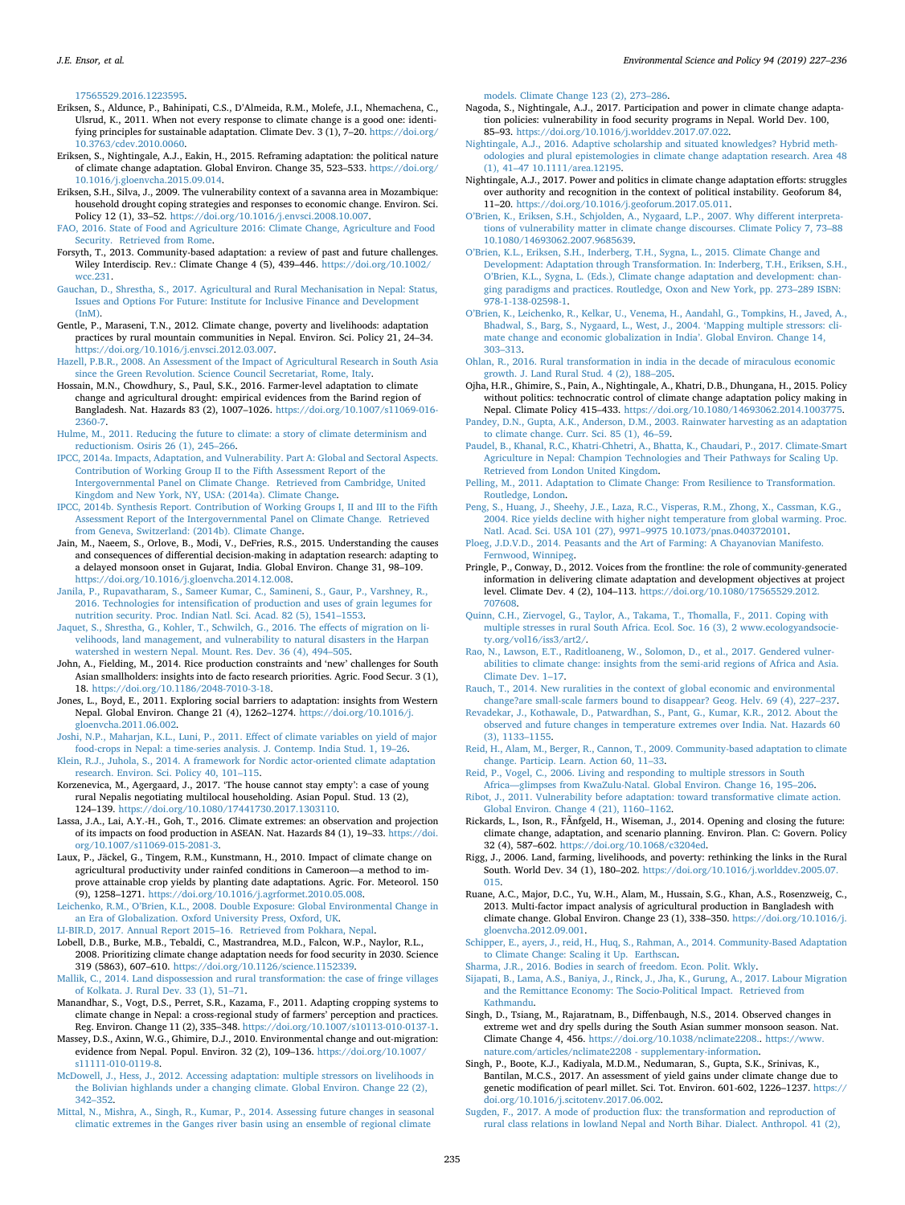17565529.2016.1223595.

Eriksen, S., Aldunce, P., Bahinipati, C.S., D'Almeida, R.M., Molefe, J.I., Nhemachena, C., Ulsrud, K., 2011. When not every response to climate change is a good one: identifying principles for sustainable adaptation. Climate Dev. 3 (1), 7–20. https://doi.org/10.3763/cdev.2010.0060.

Eriksen, S., Nightingale, A.J., Eakin, H., 2015. Reframing adaptation: the political nature of climate change adaptation. Global Environ. Change 35, 523–533. https://doi.org/10.1016/j.gloenvcha.2015.09.014.

Eriksen, S.H., Silva, J., 2009. The vulnerability context of a savanna area in Mozambique: household drought coping strategies and responses to economic change. Environ. Sci. Policy 12 (1), 33–52. https://doi.org/10.1016/j.envsci.2008.10.007.

FAO, 2016. State of Food and Agriculture 2016: Climate Change, Agriculture and Food Security. Retrieved from Rome.

Forsyth, T., 2013. Community-based adaptation: a review of past and future challenges. Wiley Interdiscip. Rev.: Climate Change 4 (5), 439–446. https://doi.org/10.1002/wcc.231.

Gauchan, D., Shrestha, S., 2017. Agricultural and Rural Mechanisation in Nepal: Status, Issues and Options For Future: Institute for Inclusive Finance and Development (InM).

Gentle, P., Maraseni, T.N., 2012. Climate change, poverty and livelihoods: adaptation practices by rural mountain communities in Nepal. Environ. Sci. Policy 21, 24–34. https://doi.org/10.1016/j.envsci.2012.03.007.

Hazell, P.B.R., 2008. An Assessment of the Impact of Agricultural Research in South Asia since the Green Revolution. Science Council Secretariat, Rome, Italy.

Hossain, M.N., Chowdhury, S., Paul, S.K., 2016. Farmer-level adaptation to climate change and agricultural drought: empirical evidences from the Barind region of Bangladesh. Nat. Hazards 83 (2), 1007–1026. https://doi.org/10.1007/s11069-016-2360-7.

Hulme, M., 2011. Reducing the future to climate: a story of climate determinism and reductionism. Osiris 26 (1), 245–266.

IPCC, 2014a. Impacts, Adaptation, and Vulnerability. Part A: Global and Sectoral Aspects. Contribution of Working Group II to the Fifth Assessment Report of the Intergovernmental Panel on Climate Change. Retrieved from Cambridge, United Kingdom and New York, NY, USA: (2014a). Climate Change.

IPCC, 2014b. Synthesis Report. Contribution of Working Groups I, II and III to the Fifth Assessment Report of the Intergovernmental Panel on Climate Change. Retrieved from Geneva, Switzerland: (2014b). Climate Change.

Jain, M., Naeem, S., Orlove, B., Modi, V., DeFries, R.S., 2015. Understanding the causes and consequences of differential decision-making in adaptation research: adapting to a delayed monsoon onset in Gujarat, India. Global Environ. Change 31, 98–109. https://doi.org/10.1016/j.gloenvcha.2014.12.008.

Janila, P., Rupavatharam, S., Sameer Kumar, C., Samineni, S., Gaur, P., Varshney, R., 2016. Technologies for intensification of production and uses of grain legumes for nutrition security. Proc. Indian Natl. Sci. Acad. 82 (5), 1541–1553.

Jaquet, S., Shrestha, G., Kohler, T., Schwilch, G., 2016. The effects of migration on livelihoods, land management, and vulnerability to natural disasters in the Harpan watershed in western Nepal. Mount. Res. Dev. 36 (4), 494–505.

John, A., Fielding, M., 2014. Rice production constraints and 'new' challenges for South Asian smallholders: insights into de facto research priorities. Agric. Food Secur. 3 (1), 18. https://doi.org/10.1186/2048-7010-3-18.

Jones, L., Boyd, E., 2011. Exploring social barriers to adaptation: insights from Western Nepal. Global Environ. Change 21 (4), 1262–1274. https://doi.org/10.1016/j.gloenvcha.2011.06.002.

Joshi, N.P., Maharjan, K.L., Luni, P., 2011. Effect of climate variables on yield of major food-crops in Nepal: a time-series analysis. J. Contemp. India Stud. 1, 19–26.

Klein, R.J., Juhola, S., 2014. A framework for Nordic actor-oriented climate adaptation research. Environ. Sci. Policy 40, 101–115.

Korzenevica, M., Agergaard, J., 2017. 'The house cannot stay empty': a case of young rural Nepalis negotiating multilocal householding. Asian Popul. Stud. 13 (2), 124–139. https://doi.org/10.1080/17441730.2017.1303110.

Lassa, J.A., Lai, A.Y.-H., Goh, T., 2016. Climate extremes: an observation and projection of its impacts on food production in ASEAN. Nat. Hazards 84 (1), 19–33. https://doi.org/10.1007/s11069-015-2081-3.

Laux, P., Jäckel, G., Tingem, R.M., Kunstmann, H., 2010. Impact of climate change on agricultural productivity under rainfed conditions in Cameroon—a method to improve attainable crop yields by planting date adaptations. Agric. For. Meteorol. 150 (9), 1258–1271. https://doi.org/10.1016/j.agrformet.2010.05.008.

Leichenko, R.M., O'Brien, K.L., 2008. Double Exposure: Global Environmental Change in an Era of Globalization. Oxford University Press, Oxford, UK.

LI-BIR.D, 2017. Annual Report 2015–16. Retrieved from Pokhara, Nepal.

Lobell, D.B., Burke, M.B., Tebaldi, C., Mastrandrea, M.D., Falcon, W.P., Naylor, R.L., 2008. Prioritizing climate change adaptation needs for food security in 2030. Science 319 (5863), 607–610. https://doi.org/10.1126/science.1152339.

Mallik, C., 2014. Land dispossession and rural transformation: the case of fringe villages of Kolkata. J. Rural Dev. 33 (1), 51–71.

Manandhar, S., Vogt, D.S., Perret, S.R., Kazama, F., 2011. Adapting cropping systems to climate change in Nepal: a cross-regional study of farmers' perception and practices. Reg. Environ. Change 11 (2), 335–348. https://doi.org/10.1007/s10113-010-0137-1.

Massey, D.S., Axinn, W.G., Ghimire, D.J., 2010. Environmental change and out-migration: evidence from Nepal. Popul. Environ. 32 (2), 109–136. https://doi.org/10.1007/s11111-010-0119-8.

McDowell, J., Hess, J., 2012. Accessing adaptation: multiple stressors on livelihoods in the Bolivian highlands under a changing climate. Global Environ. Change 22 (2), 342–352.

Mittal, N., Mishra, A., Singh, R., Kumar, P., 2014. Assessing future changes in seasonal climatic extremes in the Ganges river basin using an ensemble of regional climate models. Climate Change 123 (2), 273–286.

Nagoda, S., Nightingale, A.J., 2017. Participation and power in climate change adaptation policies: vulnerability in food security programs in Nepal. World Dev. 100, 85–93. https://doi.org/10.1016/j.worlddev.2017.07.022.

Nightingale, A.J., 2016. Adaptive scholarship and situated knowledges? Hybrid methodologies and plural epistemologies in climate change adaptation research. Area 48 (1), 41–47 10.1111/area.12195.

Nightingale, A.J., 2017. Power and politics in climate change adaptation efforts: struggles over authority and recognition in the context of political instability. Geoforum 84, 11–20. https://doi.org/10.1016/j.geoforum.2017.05.011.

O'Brien, K., Eriksen, S.H., Schjolden, A., Nygaard, L.P., 2007. Why different interpretations of vulnerability matter in climate change discourses. Climate Policy 7, 73–88 10.1080/14693062.2007.9685639.

O'Brien, K.L., Eriksen, S.H., Inderberg, T.H., Sygna, L., 2015. Climate Change and Development: Adaptation through Transformation. In: Inderberg, T.H., Eriksen, S.H., O'Brien, K.L., Sygna, L. (Eds.), Climate change adaptation and development: changing paradigms and practices. Routledge, Oxon and New York, pp. 273–289 ISBN: 978-1-138-02598-1.

O'Brien, K., Leichenko, R., Kelkar, U., Venema, H., Aandahl, G., Tompkins, H., Javed, A., Bhadwal, S., Barg, S., Nygaard, L., West, J., 2004. 'Mapping multiple stressors: climate change and economic globalization in India'. Global Environ. Change 14, 303–313.

Ohlan, R., 2016. Rural transformation in india in the decade of miraculous economic growth. J. Land Rural Stud. 4 (2), 188–205.

Ojha, H.R., Ghimire, S., Pain, A., Nightingale, A.J., Khatri, D.B., Dhungana, H., 2015. Policy without politics: technocratic control of climate change adaptation policy making in Nepal. Climate Policy 415–433. https://doi.org/10.1080/14693062.2014.1003775.

Pandey, D.N., Gupta, A.K., Anderson, D.M., 2003. Rainwater harvesting as an adaptation to climate change. Curr. Sci. 85 (1), 46–59.

Paudel, B., Khanal, R.C., Khatri-Chhetri, A., Bhatta, K., Chaudari, P., 2017. Climate-Smart Agriculture in Nepal: Champion Technologies and Their Pathways for Scaling Up. Retrieved from London United Kingdom.

Pelling, M., 2011. Adaptation to Climate Change: From Resilience to Transformation. Routledge, London.

Peng, S., Huang, J., Sheehy, J.E., Laza, R.C., Visperas, R.M., Zhong, X., Cassman, K.G., 2004. Rice yields decline with higher night temperature from global warming. Proc. Natl. Acad. Sci. USA 101 (27), 9971–9975 10.1073/pnas.0403720101.

Ploeg, J.D.V.D., 2014. Peasants and the Art of Farming: A Chayanovian Manifesto. Fernwood, Winnipeg.

Pringle, P., Conway, D., 2012. Voices from the frontline: the role of community-generated information in delivering climate adaptation and development objectives at project level. Climate Dev. 4 (2), 104–113. https://doi.org/10.1080/17565529.2012.707608.

Quinn, C.H., Ziervogel, G., Taylor, A., Takama, T., Thomalla, F., 2011. Coping with multiple stresses in rural South Africa. Ecol. Soc. 16 (3), 2 www.ecologyandsociety.org/vol16/iss3/art2/.

Rao, N., Lawson, E.T., Raditloaneng, W., Solomon, D., et al., 2017. Gendered vulnerabilities to climate change: insights from the semi-arid regions of Africa and Asia. Climate Dev. 1–17.

Rauch, T., 2014. New ruralities in the context of global economic and environmental change?are small-scale farmers bound to disappear? Geog. Helv. 69 (4), 227–237.

Revadekar, J., Kothawale, D., Patwardhan, S., Pant, G., Kumar, K.R., 2012. About the observed and future changes in temperature extremes over India. Nat. Hazards 60 (3), 1133–1155.

Reid, H., Alam, M., Berger, R., Cannon, T., 2009. Community-based adaptation to climate change. Particip. Learn. Action 60, 11–33.

Reid, P., Vogel, C., 2006. Living and responding to multiple stressors in South Africa—glimpses from KwaZulu-Natal. Global Environ. Change 16, 195–206.

Ribot, J., 2011. Vulnerability before adaptation: toward transformative climate action. Global Environ. Change 4 (21), 1160–1162.

Rickards, L., Ison, R., FÃ¼nfgeld, H., Wiseman, J., 2014. Opening and closing the future: climate change, adaptation, and scenario planning. Environ. Plan. C: Govern. Policy 32 (4), 587–602. https://doi.org/10.1068/c3204ed.

Rigg, J., 2006. Land, farming, livelihoods, and poverty: rethinking the links in the Rural South. World Dev. 34 (1), 180–202. https://doi.org/10.1016/j.worlddev.2005.07.015.

Ruane, A.C., Major, D.C., Yu, W.H., Alam, M., Hussain, S.G., Khan, A.S., Rosenzweig, C., 2013. Multi-factor impact analysis of agricultural production in Bangladesh with climate change. Global Environ. Change 23 (1), 338–350. https://doi.org/10.1016/j.gloenvcha.2012.09.001.

Schipper, E., ayers, J., reid, H., Huq, S., Rahman, A., 2014. Community-Based Adaptation to Climate Change: Scaling it Up. Earthscan.

Sharma, J.R., 2016. Bodies in search of freedom. Econ. Polit. Wkly.

Sijapati, B., Lama, A.S., Baniya, J., Rinck, J., Jha, K., Gurung, A., 2017. Labour Migration and the Remittance Economy: The Socio-Political Impact. Retrieved from Kathmandu.

Singh, D., Tsiang, M., Rajaratnam, B., Diffenbaugh, N.S., 2014. Observed changes in extreme wet and dry spells during the South Asian summer monsoon season. Nat. Climate Change 4, 456. https://doi.org/10.1038/nclimate2208.. https://www.nature.com/articles/nclimate2208 - supplementary-information.

Singh, P., Boote, K.J., Kadiyala, M.D.M., Nedumaran, S., Gupta, S.K., Srinivas, K., Bantilan, M.C.S., 2017. An assessment of yield gains under climate change due to genetic modification of pearl millet. Sci. Tot. Environ. 601-602, 1226–1237. https://doi.org/10.1016/j.scitotenv.2017.06.002.

Sugden, F., 2017. A mode of production flux: the transformation and reproduction of rural class relations in lowland Nepal and North Bihar. Dialect. Anthropol. 41 (2),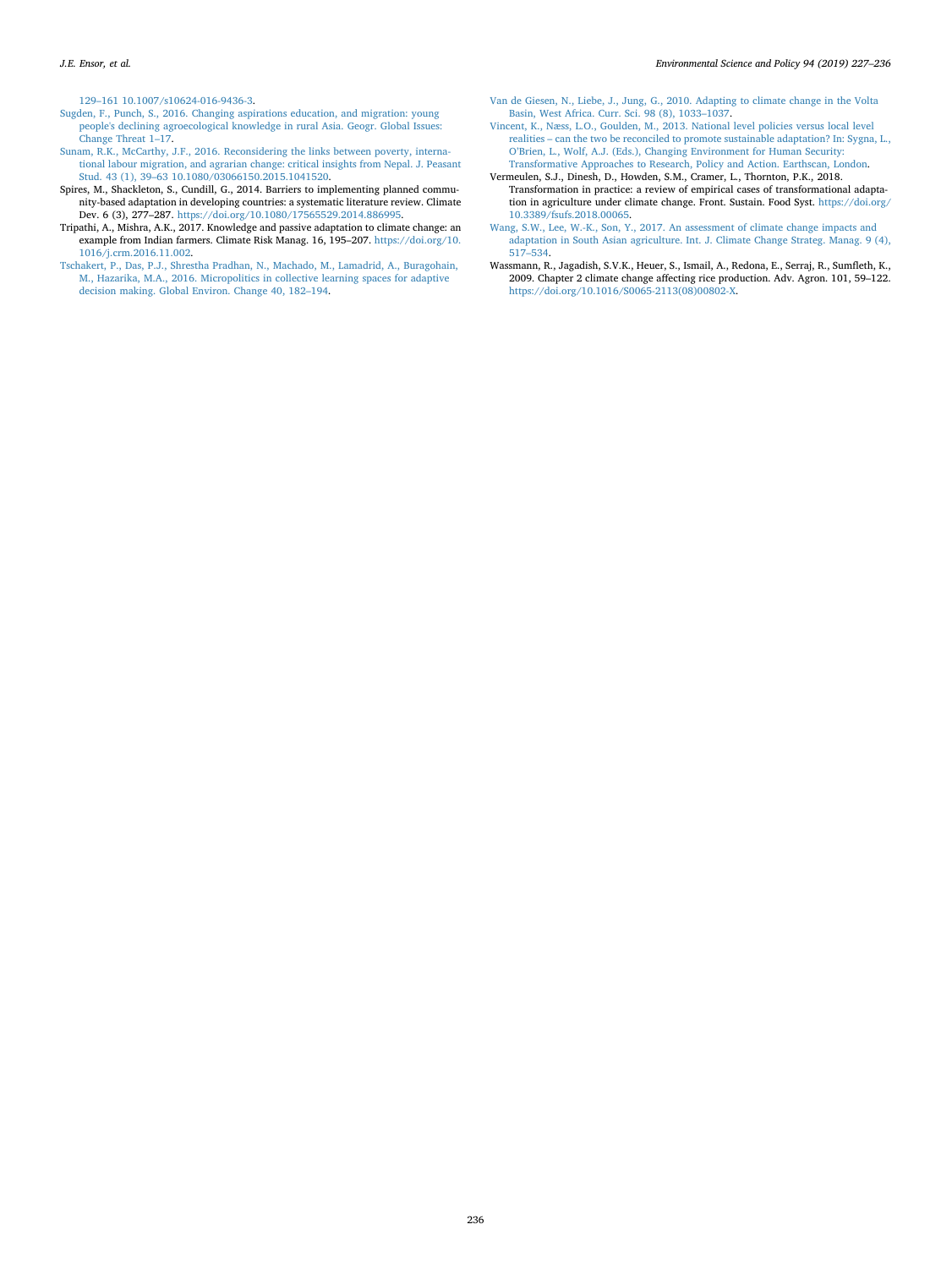129–161 10.1007/s10624-016-9436-3.

Sugden, F., Punch, S., 2016. Changing aspirations education, and migration: young people's declining agroecological knowledge in rural Asia. Geogr. Global Issues: Change Threat 1–17.

Sunam, R.K., McCarthy, J.F., 2016. Reconsidering the links between poverty, international labour migration, and agrarian change: critical insights from Nepal. J. Peasant Stud. 43 (1), 39–63 10.1080/03066150.2015.1041520.

Spires, M., Shackleton, S., Cundill, G., 2014. Barriers to implementing planned community-based adaptation in developing countries: a systematic literature review. Climate Dev. 6 (3), 277–287. https://doi.org/10.1080/17565529.2014.886995.

Tripathi, A., Mishra, A.K., 2017. Knowledge and passive adaptation to climate change: an example from Indian farmers. Climate Risk Manag. 16, 195–207. https://doi.org/10.1016/j.crm.2016.11.002.

Tschakert, P., Das, P.J., Shrestha Pradhan, N., Machado, M., Lamadrid, A., Buragohain, M., Hazarika, M.A., 2016. Micropolitics in collective learning spaces for adaptive decision making. Global Environ. Change 40, 182–194.

Van de Giesen, N., Liebe, J., Jung, G., 2010. Adapting to climate change in the Volta Basin, West Africa. Curr. Sci. 98 (8), 1033–1037.

Vincent, K., Næss, L.O., Goulden, M., 2013. National level policies versus local level realities – can the two be reconciled to promote sustainable adaptation? In: Sygna, L., O'Brien, L., Wolf, A.J. (Eds.), Changing Environment for Human Security: Transformative Approaches to Research, Policy and Action. Earthscan, London.

Vermeulen, S.J., Dinesh, D., Howden, S.M., Cramer, L., Thornton, P.K., 2018. Transformation in practice: a review of empirical cases of transformational adaptation in agriculture under climate change. Front. Sustain. Food Syst. https://doi.org/10.3389/fsufs.2018.00065.

Wang, S.W., Lee, W.-K., Son, Y., 2017. An assessment of climate change impacts and adaptation in South Asian agriculture. Int. J. Climate Change Strateg. Manag. 9 (4), 517–534.

Wassmann, R., Jagadish, S.V.K., Heuer, S., Ismail, A., Redona, E., Serraj, R., Sumfleth, K., 2009. Chapter 2 climate change affecting rice production. Adv. Agron. 101, 59–122. https://doi.org/10.1016/S0065-2113(08)00802-X.